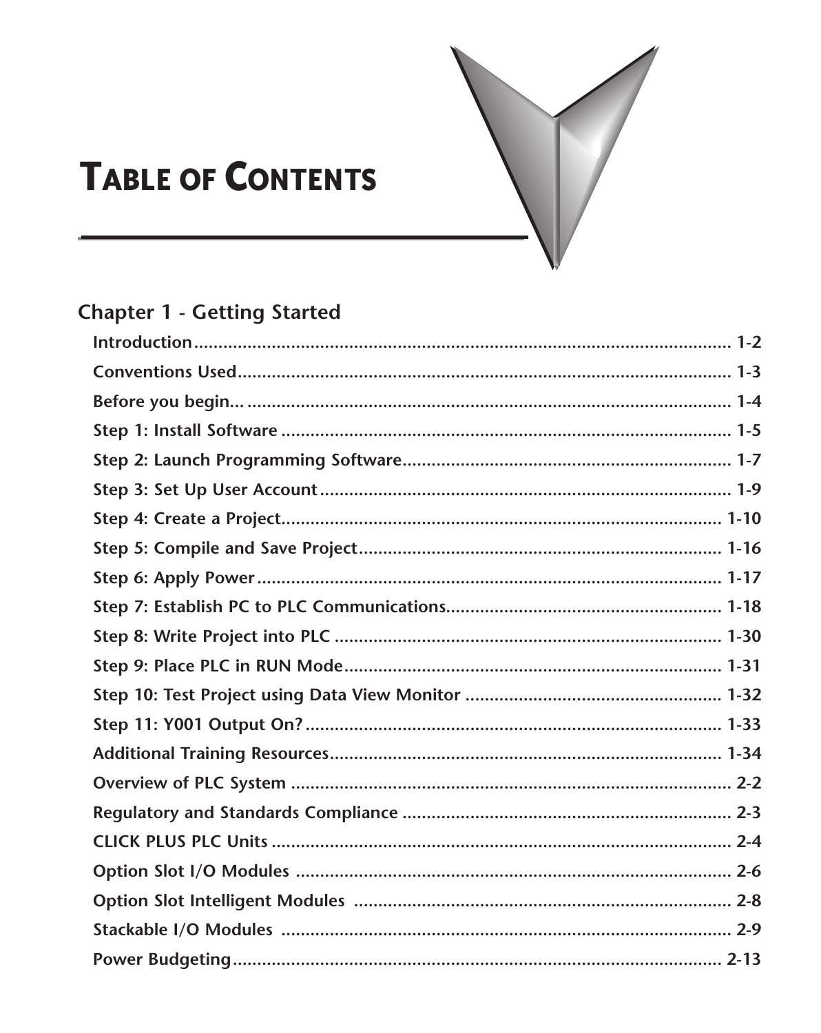# Table of Contents

## Chapter 1 - Getting Started

**Introduction** ........................................................................................................ 1-2

**Conventions Used** ................................................................................................ 1-3

**Before you begin...** .............................................................................................. 1-4

**Step 1: Install Software** ....................................................................................... 1-5

**Step 2: Launch Programming Software** ................................................................ 1-7

**Step 3: Set Up User Account** ............................................................................... 1-9

**Step 4: Create a Project** ....................................................................................... 1-10

**Step 5: Compile and Save Project** ....................................................................... 1-16

**Step 6: Apply Power** ............................................................................................ 1-17

**Step 7: Establish PC to PLC Communications** ..................................................... 1-18

**Step 8: Write Project into PLC** ............................................................................ 1-30

**Step 9: Place PLC in RUN Mode** ......................................................................... 1-31

**Step 10: Test Project using Data View Monitor** ................................................... 1-32

**Step 11: Y001 Output On?** .................................................................................. 1-33

**Additional Training Resources** ............................................................................ 1-34

**Overview of PLC System** ..................................................................................... 2-2

**Regulatory and Standards Compliance** ................................................................ 2-3

**CLICK PLUS PLC Units** ........................................................................................ 2-4

**Option Slot I/O Modules** ..................................................................................... 2-6

**Option Slot Intelligent Modules** .......................................................................... 2-8

**Stackable I/O Modules** ........................................................................................ 2-9

**Power Budgeting** ................................................................................................. 2-13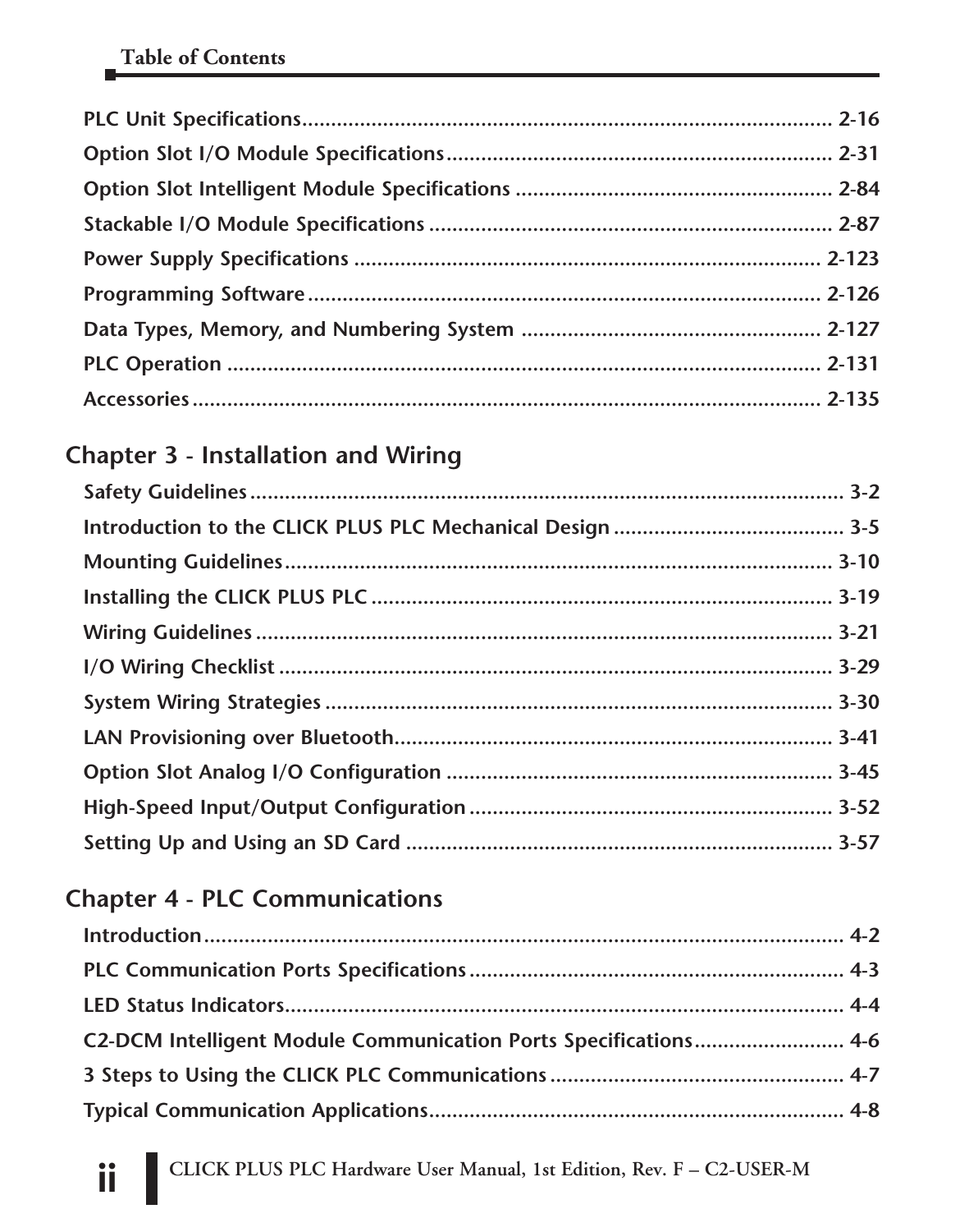PLC Unit Specifications .......................................................................................... 2-16

Option Slot I/O Module Specifications .................................................................. 2-31

Option Slot Intelligent Module Specifications ...................................................... 2-84

Stackable I/O Module Specifications ..................................................................... 2-87

Power Supply Specifications ............................................................................... 2-123

Programming Software ....................................................................................... 2-126

Data Types, Memory, and Numbering System ................................................... 2-127

PLC Operation ...................................................................................................... 2-131

Accessories ........................................................................................................... 2-135

## Chapter 3 - Installation and Wiring

Safety Guidelines ...................................................................................................... 3-2

Introduction to the CLICK PLUS PLC Mechanical Design ....................................... 3-5

Mounting Guidelines ............................................................................................... 3-10

Installing the CLICK PLUS PLC ................................................................................ 3-19

Wiring Guidelines .................................................................................................... 3-21

I/O Wiring Checklist ................................................................................................ 3-29

System Wiring Strategies ........................................................................................ 3-30

LAN Provisioning over Bluetooth ........................................................................... 3-41

Option Slot Analog I/O Configuration ................................................................... 3-45

High-Speed Input/Output Configuration ............................................................... 3-52

Setting Up and Using an SD Card .......................................................................... 3-57

## Chapter 4 - PLC Communications

Introduction ............................................................................................................... 4-2

PLC Communication Ports Specifications ................................................................. 4-3

LED Status Indicators ................................................................................................. 4-4

C2-DCM Intelligent Module Communication Ports Specifications .......................... 4-6

3 Steps to Using the CLICK PLC Communications ................................................... 4-7

Typical Communication Applications ........................................................................ 4-8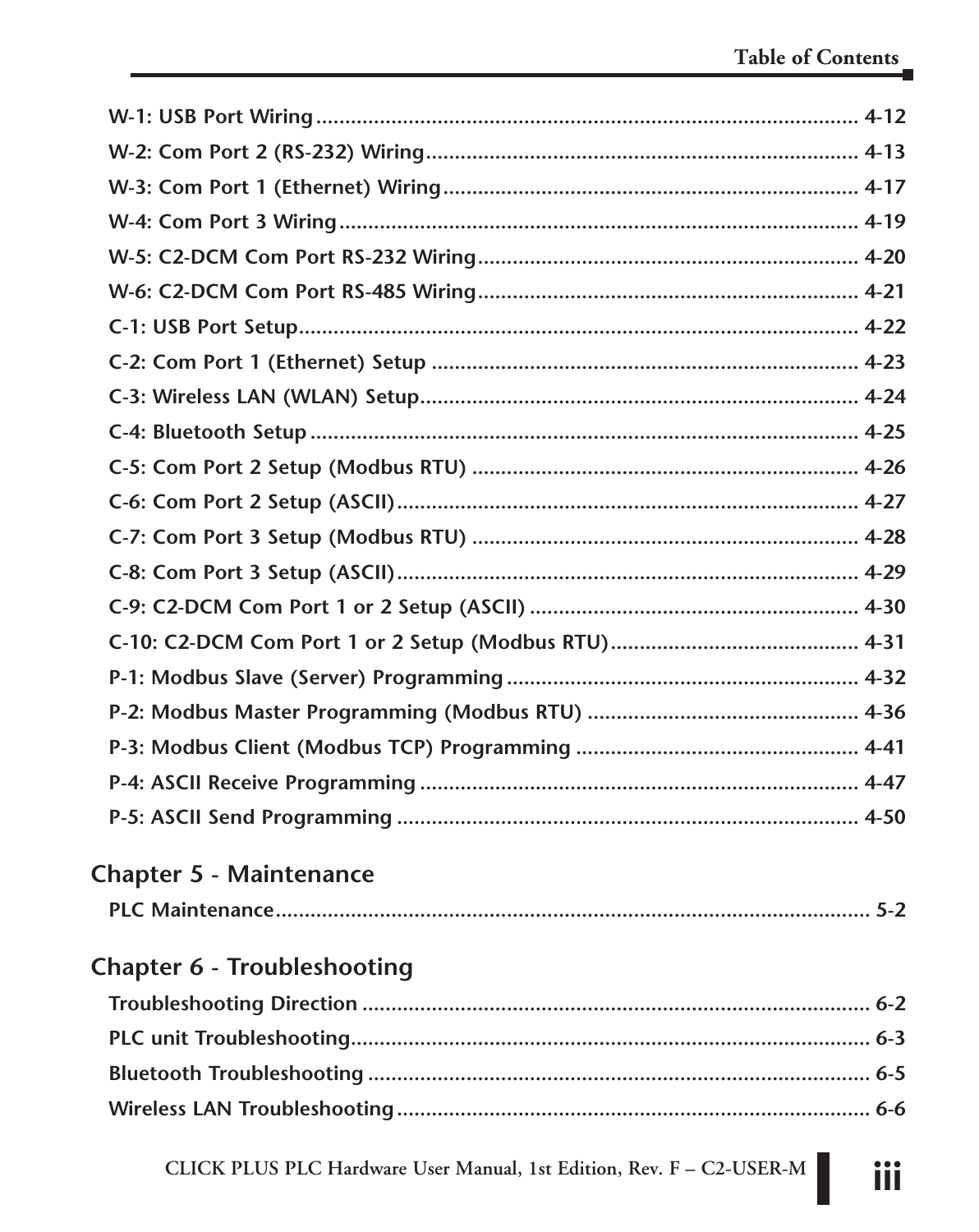W-1: USB Port Wiring ........................................................................................ 4-12
W-2: Com Port 2 (RS-232) Wiring ...................................................................... 4-13
W-3: Com Port 1 (Ethernet) Wiring .................................................................... 4-17
W-4: Com Port 3 Wiring ...................................................................................... 4-19
W-5: C2-DCM Com Port RS-232 Wiring .............................................................. 4-20
W-6: C2-DCM Com Port RS-485 Wiring .............................................................. 4-21
C-1: USB Port Setup ............................................................................................ 4-22
C-2: Com Port 1 (Ethernet) Setup ...................................................................... 4-23
C-3: Wireless LAN (WLAN) Setup ........................................................................ 4-24
C-4: Bluetooth Setup ........................................................................................... 4-25
C-5: Com Port 2 Setup (Modbus RTU) ............................................................... 4-26
C-6: Com Port 2 Setup (ASCII) ............................................................................ 4-27
C-7: Com Port 3 Setup (Modbus RTU) ............................................................... 4-28
C-8: Com Port 3 Setup (ASCII) ............................................................................ 4-29
C-9: C2-DCM Com Port 1 or 2 Setup (ASCII) ..................................................... 4-30
C-10: C2-DCM Com Port 1 or 2 Setup (Modbus RTU) ....................................... 4-31
P-1: Modbus Slave (Server) Programming ........................................................ 4-32
P-2: Modbus Master Programming (Modbus RTU) ........................................... 4-36
P-3: Modbus Client (Modbus TCP) Programming ............................................. 4-41
P-4: ASCII Receive Programming ........................................................................ 4-47
P-5: ASCII Send Programming ............................................................................ 4-50

## Chapter 5 - Maintenance

PLC Maintenance ................................................................................................. 5-2

## Chapter 6 - Troubleshooting

Troubleshooting Direction ................................................................................... 6-2
PLC unit Troubleshooting ..................................................................................... 6-3
Bluetooth Troubleshooting ................................................................................... 6-5
Wireless LAN Troubleshooting ............................................................................. 6-6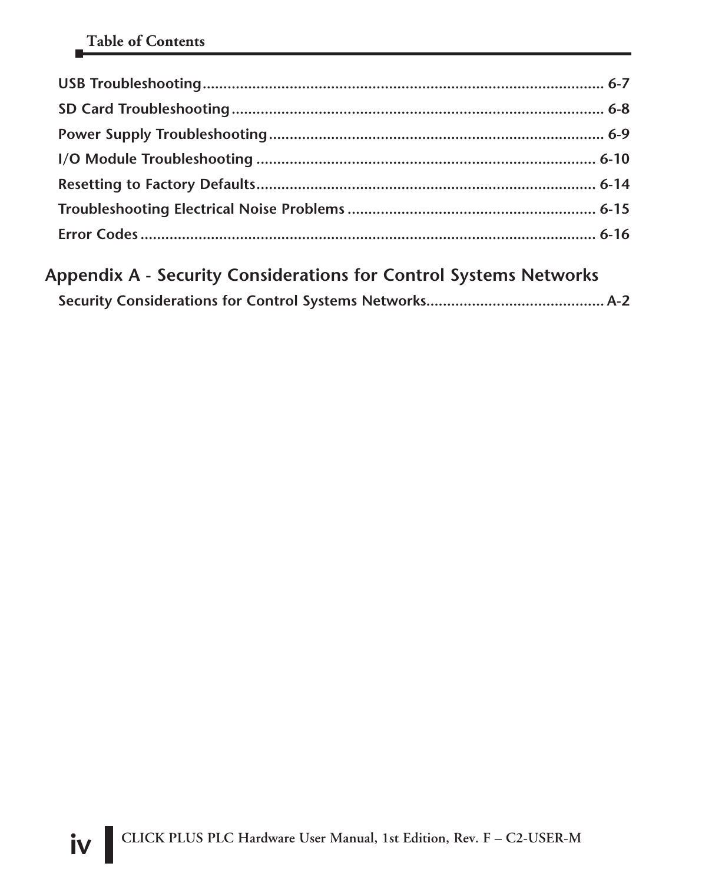USB Troubleshooting ........................................................................................ 6-7
SD Card Troubleshooting .................................................................................. 6-8
Power Supply Troubleshooting ......................................................................... 6-9
I/O Module Troubleshooting ........................................................................... 6-10
Resetting to Factory Defaults ........................................................................... 6-14
Troubleshooting Electrical Noise Problems ..................................................... 6-15
Error Codes ...................................................................................................... 6-16

## Appendix A - Security Considerations for Control Systems Networks

Security Considerations for Control Systems Networks .......................................... A-2